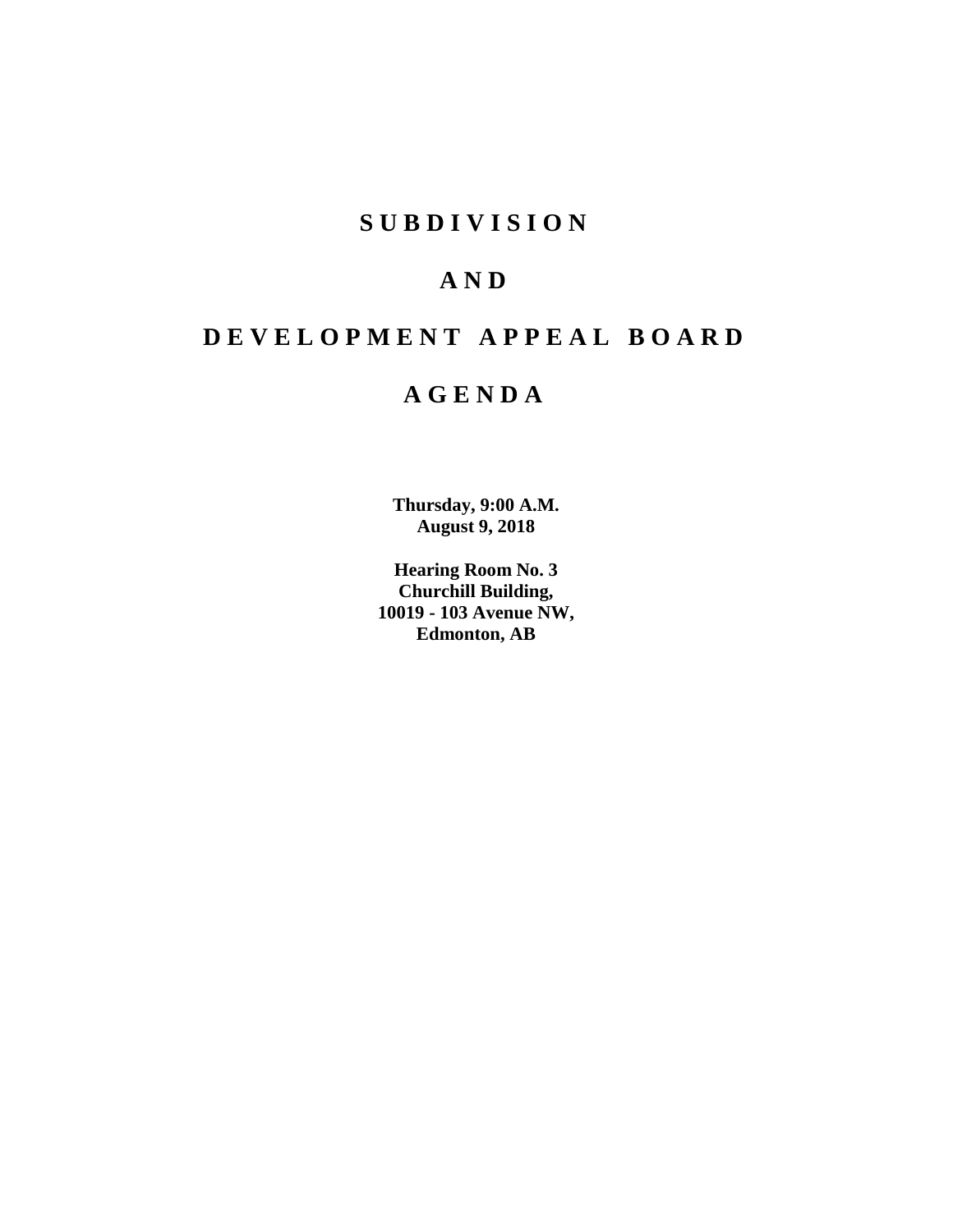# S U B D I V I S I O N

# A N D

# D E V E L O P M E N T   A P P E A L   B O A R D

# A G E N D A

**Thursday, 9:00 A.M.**
**August 9, 2018**

**Hearing Room No. 3**
**Churchill Building,**
**10019 - 103 Avenue NW,**
**Edmonton, AB**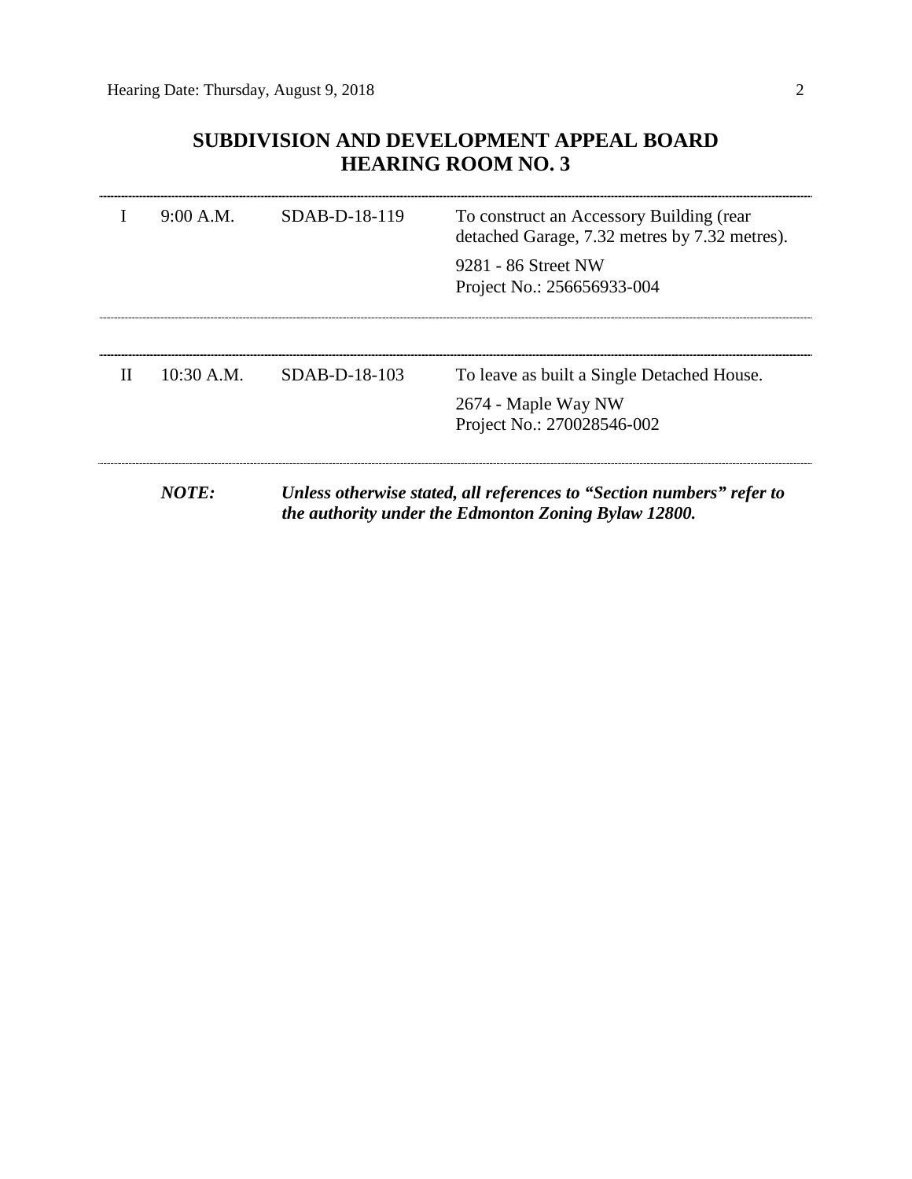## SUBDIVISION AND DEVELOPMENT APPEAL BOARD
## HEARING ROOM NO. 3

| | | | |
|---|---|---|---|
| I | 9:00 A.M. | SDAB-D-18-119 | To construct an Accessory Building (rear detached Garage, 7.32 metres by 7.32 metres).<br><br>9281 - 86 Street NW<br>Project No.: 256656933-004 |
| II | 10:30 A.M. | SDAB-D-18-103 | To leave as built a Single Detached House.<br><br>2674 - Maple Way NW<br>Project No.: 270028546-002 |

***NOTE:*** ***Unless otherwise stated, all references to "Section numbers" refer to the authority under the Edmonton Zoning Bylaw 12800.***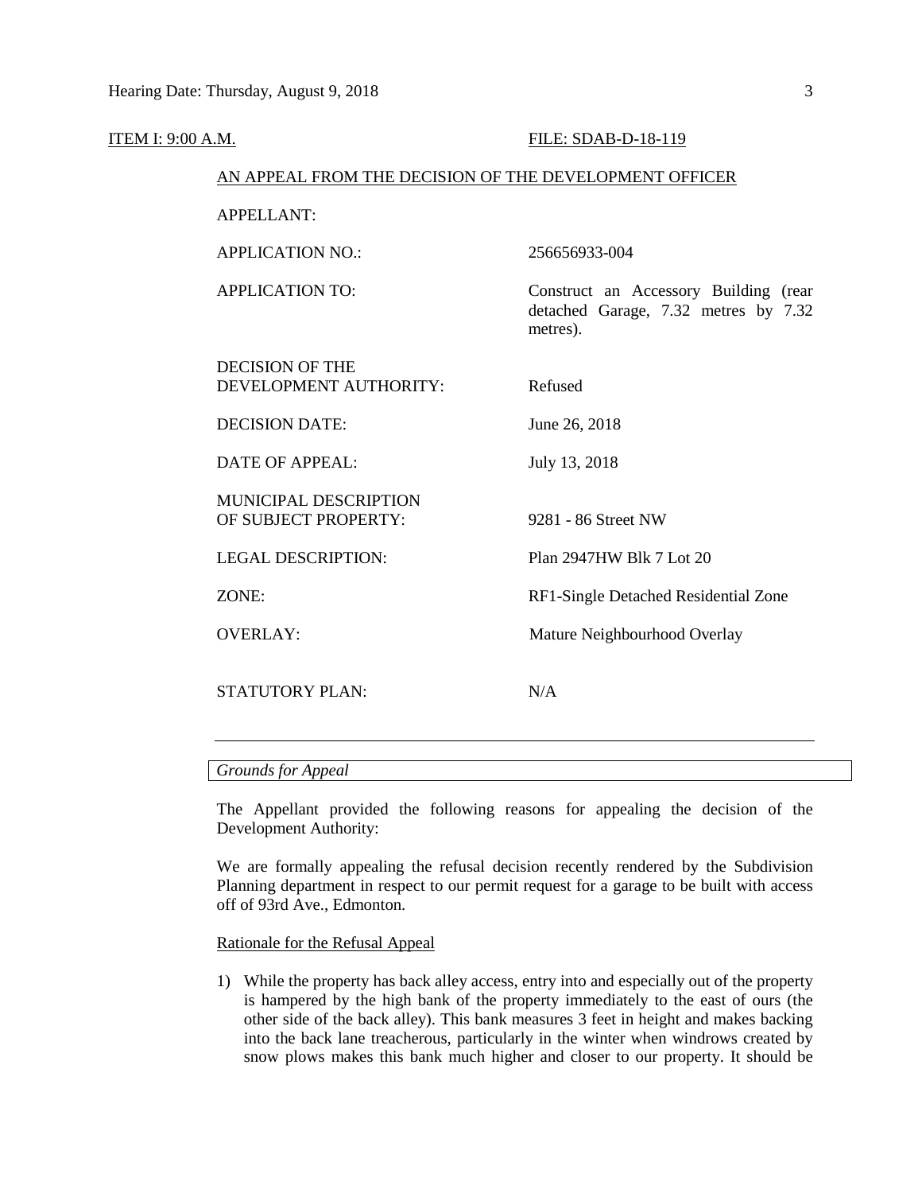ITEM I: 9:00 A.M. FILE: SDAB-D-18-119

AN APPEAL FROM THE DECISION OF THE DEVELOPMENT OFFICER

| | |
|---|---|
| APPELLANT: | |
| APPLICATION NO.: | 256656933-004 |
| APPLICATION TO: | Construct an Accessory Building (rear detached Garage, 7.32 metres by 7.32 metres). |
| DECISION OF THE DEVELOPMENT AUTHORITY: | Refused |
| DECISION DATE: | June 26, 2018 |
| DATE OF APPEAL: | July 13, 2018 |
| MUNICIPAL DESCRIPTION OF SUBJECT PROPERTY: | 9281 - 86 Street NW |
| LEGAL DESCRIPTION: | Plan 2947HW Blk 7 Lot 20 |
| ZONE: | RF1-Single Detached Residential Zone |
| OVERLAY: | Mature Neighbourhood Overlay |
| STATUTORY PLAN: | N/A |

---

*Grounds for Appeal*

The Appellant provided the following reasons for appealing the decision of the Development Authority:

We are formally appealing the refusal decision recently rendered by the Subdivision Planning department in respect to our permit request for a garage to be built with access off of 93rd Ave., Edmonton.

Rationale for the Refusal Appeal

1) While the property has back alley access, entry into and especially out of the property is hampered by the high bank of the property immediately to the east of ours (the other side of the back alley). This bank measures 3 feet in height and makes backing into the back lane treacherous, particularly in the winter when windrows created by snow plows makes this bank much higher and closer to our property. It should be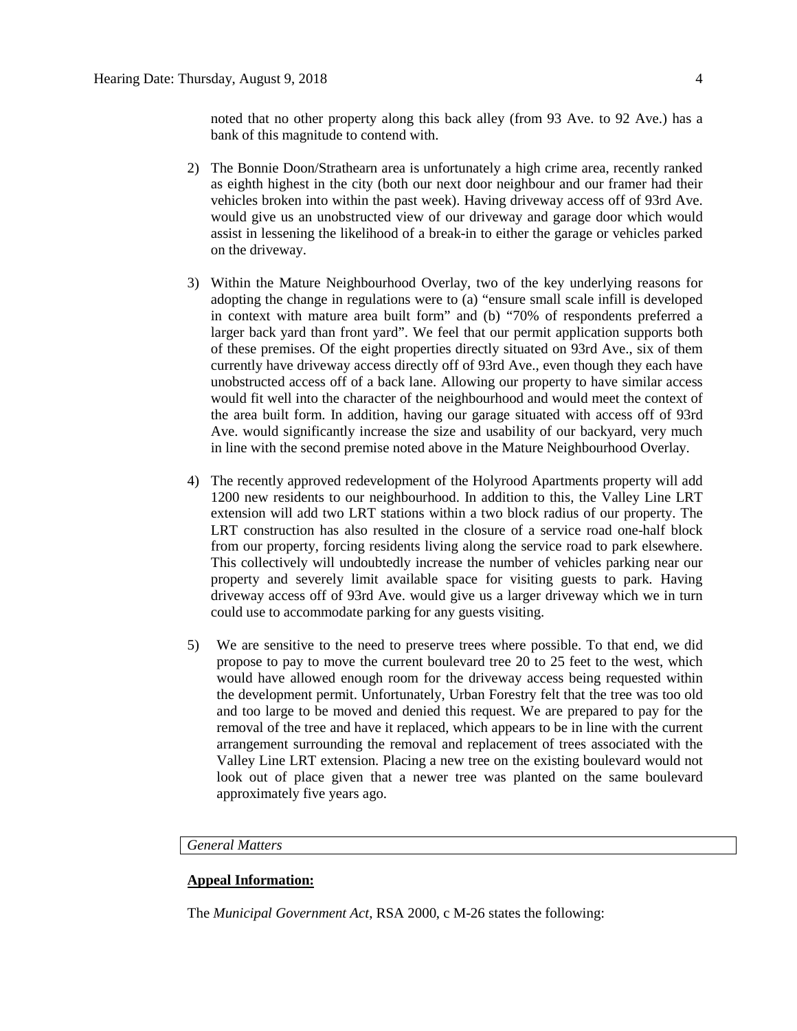noted that no other property along this back alley (from 93 Ave. to 92 Ave.) has a bank of this magnitude to contend with.

2) The Bonnie Doon/Strathearn area is unfortunately a high crime area, recently ranked as eighth highest in the city (both our next door neighbour and our framer had their vehicles broken into within the past week). Having driveway access off of 93rd Ave. would give us an unobstructed view of our driveway and garage door which would assist in lessening the likelihood of a break-in to either the garage or vehicles parked on the driveway.

3) Within the Mature Neighbourhood Overlay, two of the key underlying reasons for adopting the change in regulations were to (a) "ensure small scale infill is developed in context with mature area built form" and (b) "70% of respondents preferred a larger back yard than front yard". We feel that our permit application supports both of these premises. Of the eight properties directly situated on 93rd Ave., six of them currently have driveway access directly off of 93rd Ave., even though they each have unobstructed access off of a back lane. Allowing our property to have similar access would fit well into the character of the neighbourhood and would meet the context of the area built form. In addition, having our garage situated with access off of 93rd Ave. would significantly increase the size and usability of our backyard, very much in line with the second premise noted above in the Mature Neighbourhood Overlay.

4) The recently approved redevelopment of the Holyrood Apartments property will add 1200 new residents to our neighbourhood. In addition to this, the Valley Line LRT extension will add two LRT stations within a two block radius of our property. The LRT construction has also resulted in the closure of a service road one-half block from our property, forcing residents living along the service road to park elsewhere. This collectively will undoubtedly increase the number of vehicles parking near our property and severely limit available space for visiting guests to park. Having driveway access off of 93rd Ave. would give us a larger driveway which we in turn could use to accommodate parking for any guests visiting.

5) We are sensitive to the need to preserve trees where possible. To that end, we did propose to pay to move the current boulevard tree 20 to 25 feet to the west, which would have allowed enough room for the driveway access being requested within the development permit. Unfortunately, Urban Forestry felt that the tree was too old and too large to be moved and denied this request. We are prepared to pay for the removal of the tree and have it replaced, which appears to be in line with the current arrangement surrounding the removal and replacement of trees associated with the Valley Line LRT extension. Placing a new tree on the existing boulevard would not look out of place given that a newer tree was planted on the same boulevard approximately five years ago.

*General Matters*

**Appeal Information:**

The *Municipal Government Act*, RSA 2000, c M-26 states the following: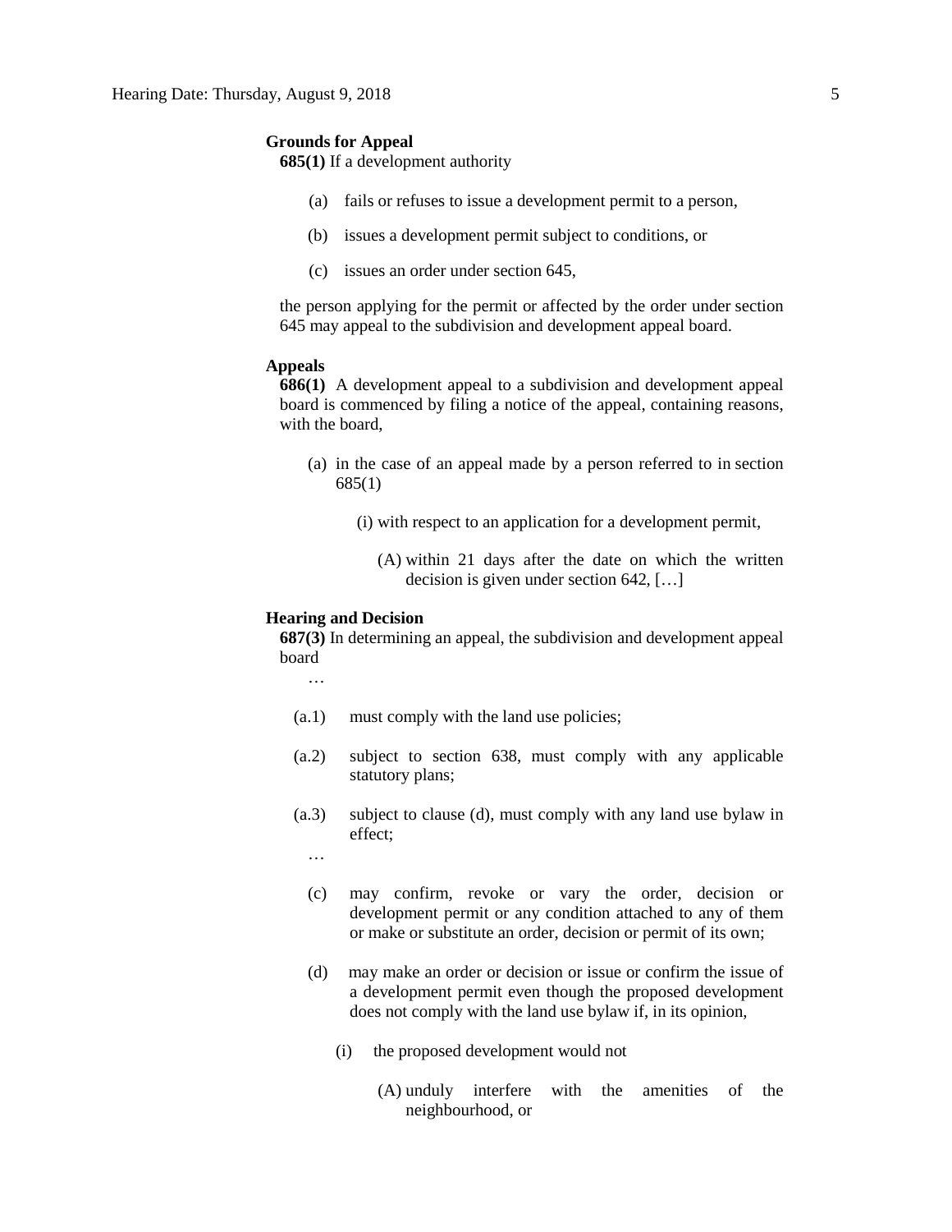**Grounds for Appeal**

**685(1)** If a development authority

(a) fails or refuses to issue a development permit to a person,

(b) issues a development permit subject to conditions, or

(c) issues an order under section 645,

the person applying for the permit or affected by the order under section 645 may appeal to the subdivision and development appeal board.

**Appeals**

**686(1)** A development appeal to a subdivision and development appeal board is commenced by filing a notice of the appeal, containing reasons, with the board,

(a) in the case of an appeal made by a person referred to in section 685(1)

(i) with respect to an application for a development permit,

(A) within 21 days after the date on which the written decision is given under section 642, […]

**Hearing and Decision**

**687(3)** In determining an appeal, the subdivision and development appeal board

…

(a.1) must comply with the land use policies;

(a.2) subject to section 638, must comply with any applicable statutory plans;

(a.3) subject to clause (d), must comply with any land use bylaw in effect;

…

(c) may confirm, revoke or vary the order, decision or development permit or any condition attached to any of them or make or substitute an order, decision or permit of its own;

(d) may make an order or decision or issue or confirm the issue of a development permit even though the proposed development does not comply with the land use bylaw if, in its opinion,

(i) the proposed development would not

(A) unduly interfere with the amenities of the neighbourhood, or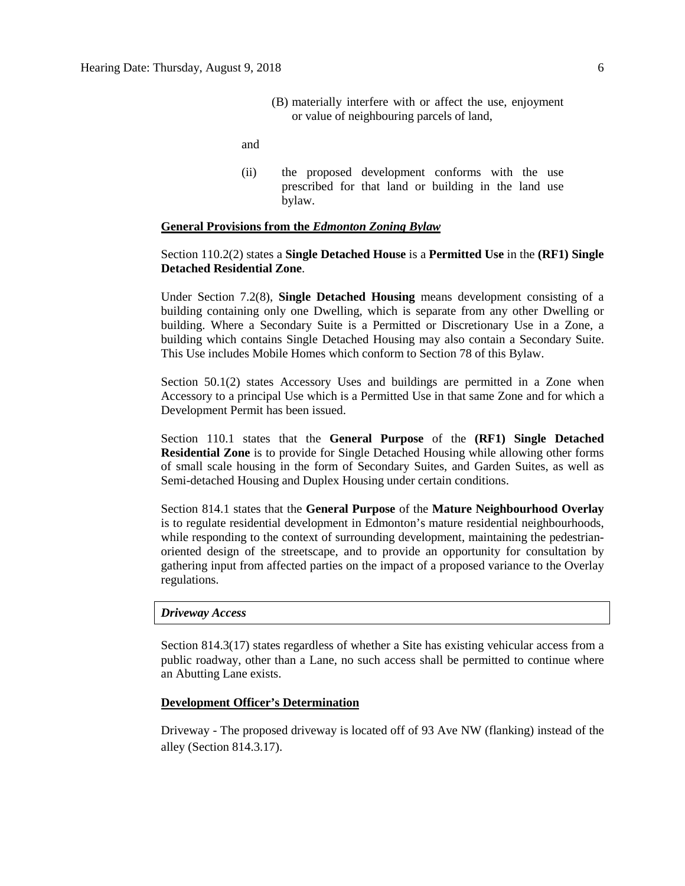(B) materially interfere with or affect the use, enjoyment or value of neighbouring parcels of land,

and

(ii) the proposed development conforms with the use prescribed for that land or building in the land use bylaw.

**General Provisions from the *Edmonton Zoning Bylaw***

Section 110.2(2) states a **Single Detached House** is a **Permitted Use** in the **(RF1) Single Detached Residential Zone**.

Under Section 7.2(8), **Single Detached Housing** means development consisting of a building containing only one Dwelling, which is separate from any other Dwelling or building. Where a Secondary Suite is a Permitted or Discretionary Use in a Zone, a building which contains Single Detached Housing may also contain a Secondary Suite. This Use includes Mobile Homes which conform to Section 78 of this Bylaw.

Section 50.1(2) states Accessory Uses and buildings are permitted in a Zone when Accessory to a principal Use which is a Permitted Use in that same Zone and for which a Development Permit has been issued.

Section 110.1 states that the **General Purpose** of the **(RF1) Single Detached Residential Zone** is to provide for Single Detached Housing while allowing other forms of small scale housing in the form of Secondary Suites, and Garden Suites, as well as Semi-detached Housing and Duplex Housing under certain conditions.

Section 814.1 states that the **General Purpose** of the **Mature Neighbourhood Overlay** is to regulate residential development in Edmonton's mature residential neighbourhoods, while responding to the context of surrounding development, maintaining the pedestrian-oriented design of the streetscape, and to provide an opportunity for consultation by gathering input from affected parties on the impact of a proposed variance to the Overlay regulations.

***Driveway Access***

Section 814.3(17) states regardless of whether a Site has existing vehicular access from a public roadway, other than a Lane, no such access shall be permitted to continue where an Abutting Lane exists.

**Development Officer's Determination**

Driveway - The proposed driveway is located off of 93 Ave NW (flanking) instead of the alley (Section 814.3.17).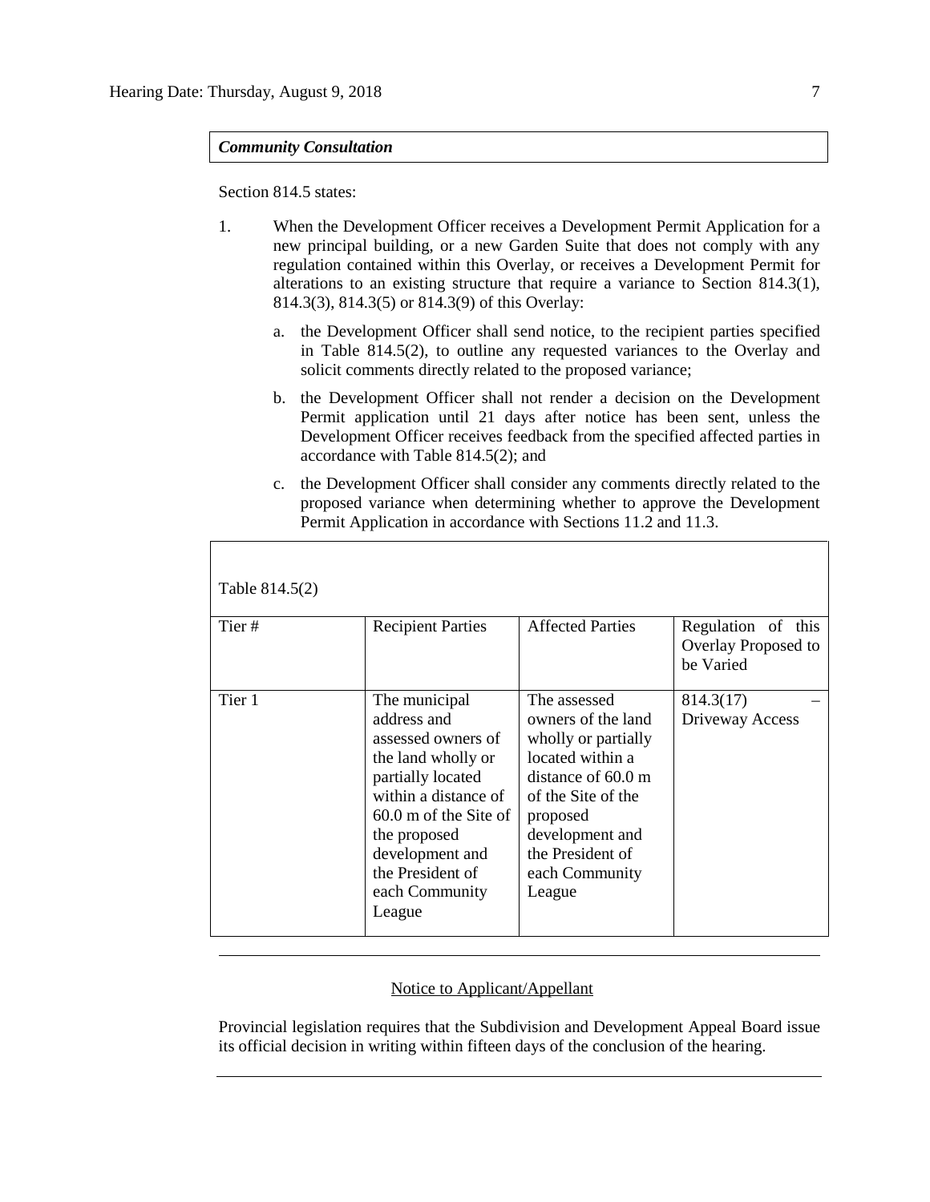***Community Consultation***

Section 814.5 states:

1. When the Development Officer receives a Development Permit Application for a new principal building, or a new Garden Suite that does not comply with any regulation contained within this Overlay, or receives a Development Permit for alterations to an existing structure that require a variance to Section 814.3(1), 814.3(3), 814.3(5) or 814.3(9) of this Overlay:

    a. the Development Officer shall send notice, to the recipient parties specified in Table 814.5(2), to outline any requested variances to the Overlay and solicit comments directly related to the proposed variance;

    b. the Development Officer shall not render a decision on the Development Permit application until 21 days after notice has been sent, unless the Development Officer receives feedback from the specified affected parties in accordance with Table 814.5(2); and

    c. the Development Officer shall consider any comments directly related to the proposed variance when determining whether to approve the Development Permit Application in accordance with Sections 11.2 and 11.3.

Table 814.5(2)

| Tier # | Recipient Parties | Affected Parties | Regulation of this Overlay Proposed to be Varied |
|---|---|---|---|
| Tier 1 | The municipal address and assessed owners of the land wholly or partially located within a distance of 60.0 m of the Site of the proposed development and the President of each Community League | The assessed owners of the land wholly or partially located within a distance of 60.0 m of the Site of the proposed development and the President of each Community League | 814.3(17) – Driveway Access |

---

Notice to Applicant/Appellant

Provincial legislation requires that the Subdivision and Development Appeal Board issue its official decision in writing within fifteen days of the conclusion of the hearing.

---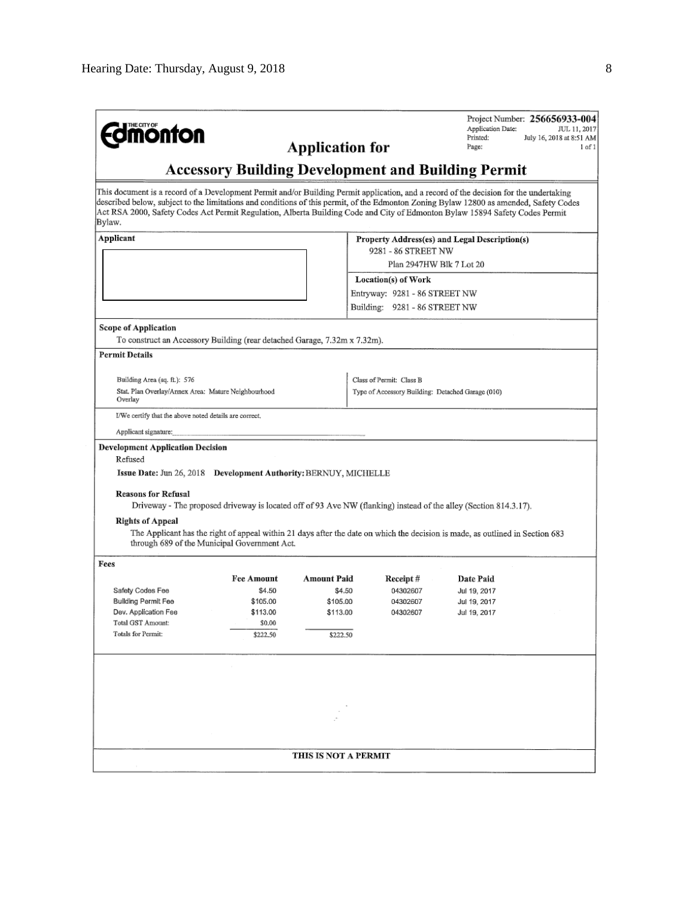THE CITY OF **Edmonton**

Project Number: **256656933-004**
Application Date: JUL 11, 2017
Printed: July 16, 2018 at 8:51 AM
Page: 1 of 1

## Application for

## Accessory Building Development and Building Permit

This document is a record of a Development Permit and/or Building Permit application, and a record of the decision for the undertaking described below, subject to the limitations and conditions of this permit, of the Edmonton Zoning Bylaw 12800 as amended, Safety Codes Act RSA 2000, Safety Codes Act Permit Regulation, Alberta Building Code and City of Edmonton Bylaw 15894 Safety Codes Permit Bylaw.

**Applicant**

**Property Address(es) and Legal Description(s)**
9281 - 86 STREET NW
Plan 2947HW Blk 7 Lot 20

**Location(s) of Work**
Entryway: 9281 - 86 STREET NW
Building: 9281 - 86 STREET NW

**Scope of Application**

To construct an Accessory Building (rear detached Garage, 7.32m x 7.32m).

**Permit Details**

Building Area (sq. ft.): 576
Stat. Plan Overlay/Annex Area: Mature Neighbourhood Overlay

Class of Permit: Class B
Type of Accessory Building: Detached Garage (010)

I/We certify that the above noted details are correct.

Applicant signature:

**Development Application Decision**

Refused

**Issue Date:** Jun 26, 2018 **Development Authority:** BERNUY, MICHELLE

**Reasons for Refusal**

Driveway - The proposed driveway is located off of 93 Ave NW (flanking) instead of the alley (Section 814.3.17).

**Rights of Appeal**

The Applicant has the right of appeal within 21 days after the date on which the decision is made, as outlined in Section 683 through 689 of the Municipal Government Act.

**Fees**

| | Fee Amount | Amount Paid | Receipt # | Date Paid |
|---|---|---|---|---|
| Safety Codes Fee | $4.50 | $4.50 | 04302607 | Jul 19, 2017 |
| Building Permit Fee | $105.00 | $105.00 | 04302607 | Jul 19, 2017 |
| Dev. Application Fee | $113.00 | $113.00 | 04302607 | Jul 19, 2017 |
| Total GST Amount: | $0.00 | | | |
| Totals for Permit: | $222.50 | $222.50 | | |

**THIS IS NOT A PERMIT**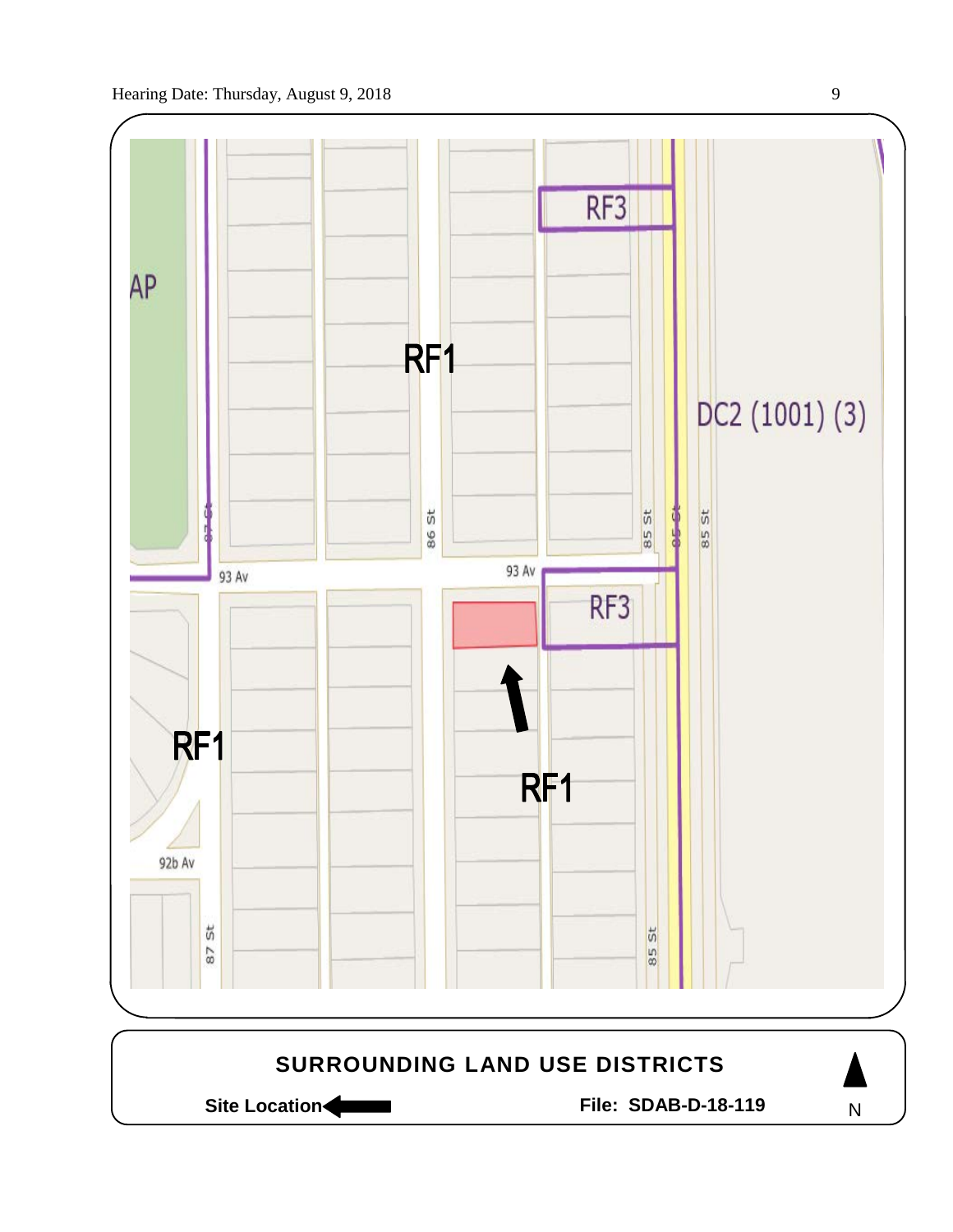AP

RF1

RF3

DC2 (1001) (3)

87 St

86 St

85 St

85 St

85 St

93 Av

93 Av

RF3

RF1

RF1

92b Av

87 St

85 St

**SURROUNDING LAND USE DISTRICTS**

**Site Location**

**File: SDAB-D-18-119**

N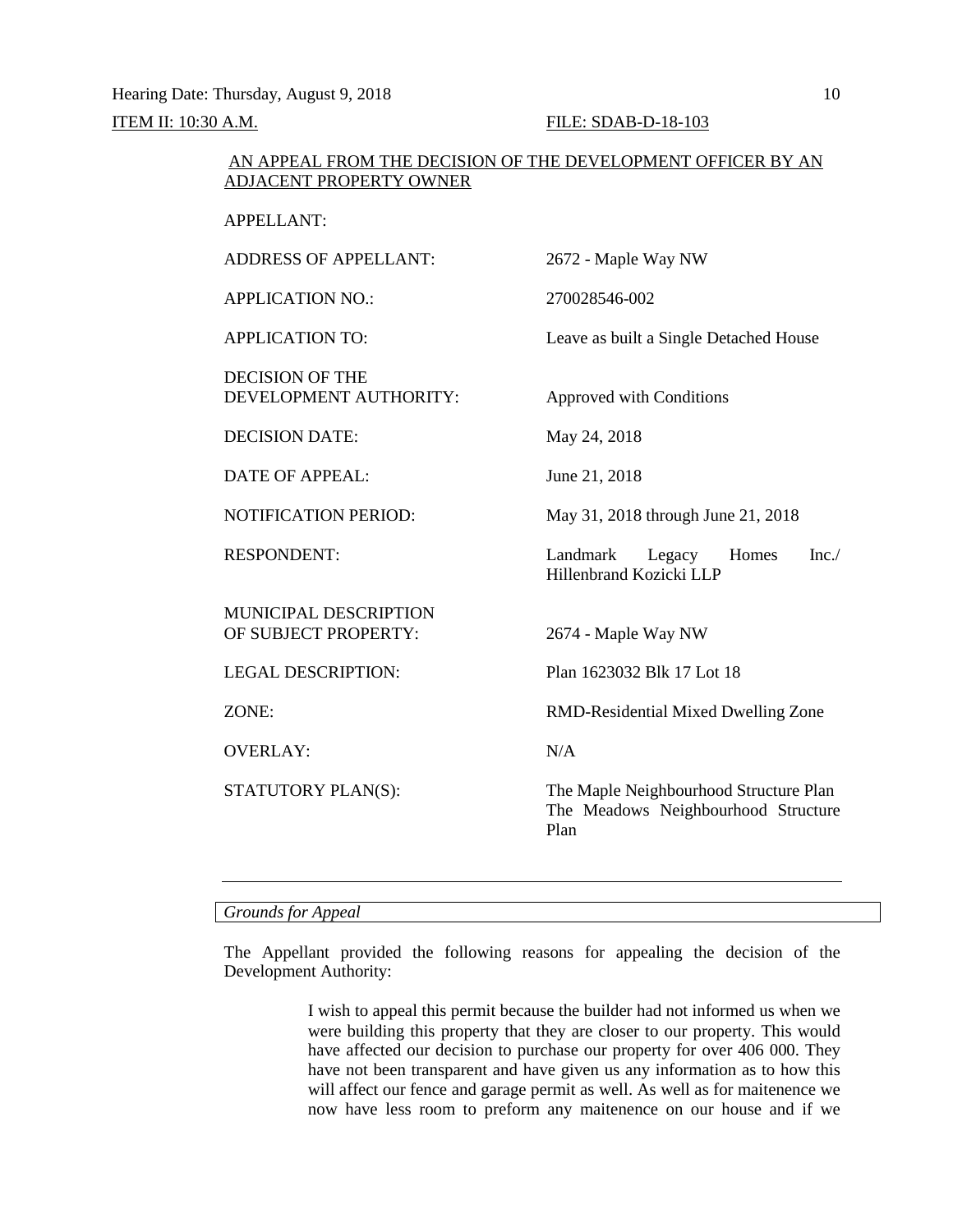ITEM II: 10:30 A.M. FILE: SDAB-D-18-103

AN APPEAL FROM THE DECISION OF THE DEVELOPMENT OFFICER BY AN ADJACENT PROPERTY OWNER

| | |
|---|---|
| APPELLANT: | |
| ADDRESS OF APPELLANT: | 2672 - Maple Way NW |
| APPLICATION NO.: | 270028546-002 |
| APPLICATION TO: | Leave as built a Single Detached House |
| DECISION OF THE DEVELOPMENT AUTHORITY: | Approved with Conditions |
| DECISION DATE: | May 24, 2018 |
| DATE OF APPEAL: | June 21, 2018 |
| NOTIFICATION PERIOD: | May 31, 2018 through June 21, 2018 |
| RESPONDENT: | Landmark Legacy Homes Inc./ Hillenbrand Kozicki LLP |
| MUNICIPAL DESCRIPTION OF SUBJECT PROPERTY: | 2674 - Maple Way NW |
| LEGAL DESCRIPTION: | Plan 1623032 Blk 17 Lot 18 |
| ZONE: | RMD-Residential Mixed Dwelling Zone |
| OVERLAY: | N/A |
| STATUTORY PLAN(S): | The Maple Neighbourhood Structure Plan<br>The Meadows Neighbourhood Structure Plan |

---

*Grounds for Appeal*

The Appellant provided the following reasons for appealing the decision of the Development Authority:

> I wish to appeal this permit because the builder had not informed us when we were building this property that they are closer to our property. This would have affected our decision to purchase our property for over 406 000. They have not been transparent and have given us any information as to how this will affect our fence and garage permit as well. As well as for maitenence we now have less room to preform any maitenence on our house and if we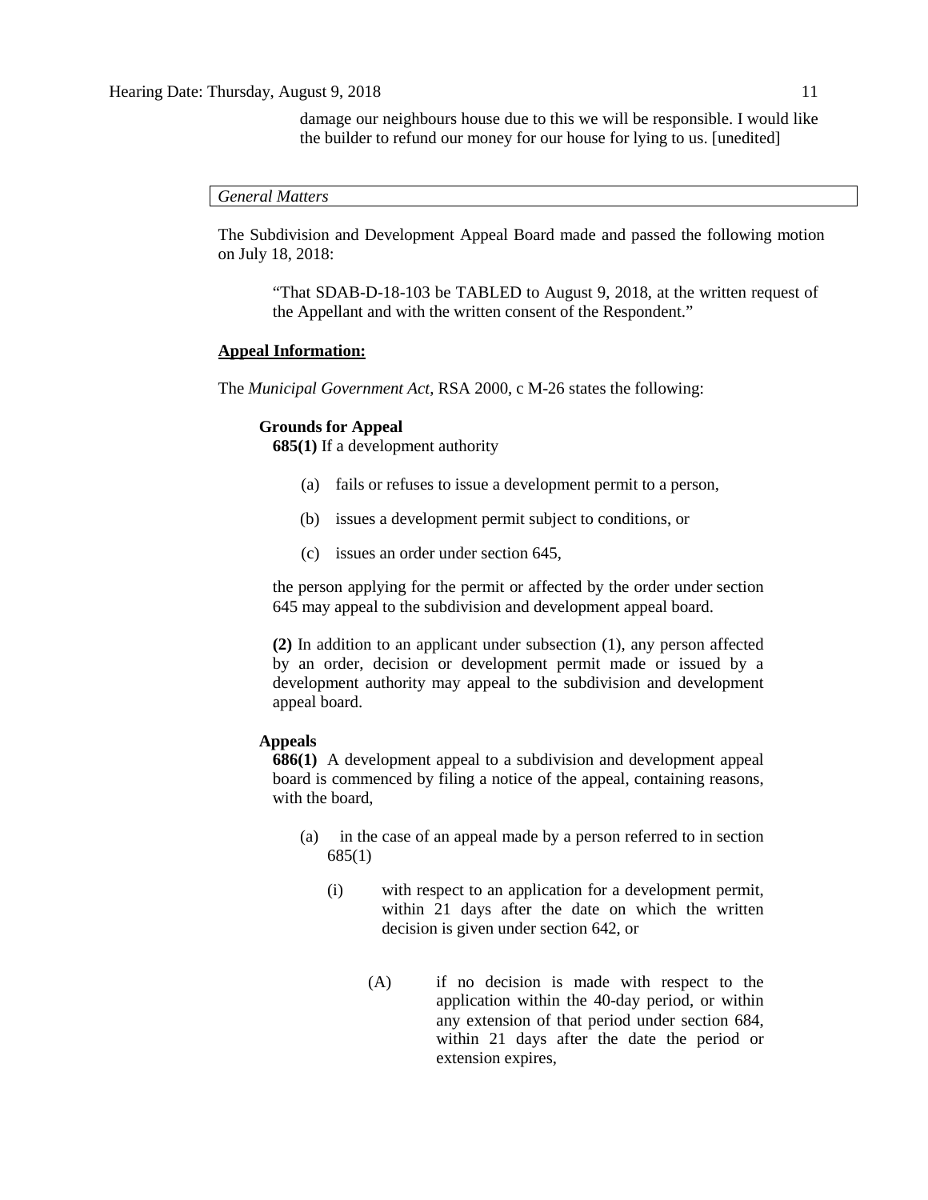damage our neighbours house due to this we will be responsible. I would like the builder to refund our money for our house for lying to us. [unedited]

*General Matters*

The Subdivision and Development Appeal Board made and passed the following motion on July 18, 2018:

> "That SDAB-D-18-103 be TABLED to August 9, 2018, at the written request of the Appellant and with the written consent of the Respondent."

**Appeal Information:**

The *Municipal Government Act*, RSA 2000, c M-26 states the following:

**Grounds for Appeal**

**685(1)** If a development authority

(a) fails or refuses to issue a development permit to a person,

(b) issues a development permit subject to conditions, or

(c) issues an order under section 645,

the person applying for the permit or affected by the order under section 645 may appeal to the subdivision and development appeal board.

**(2)** In addition to an applicant under subsection (1), any person affected by an order, decision or development permit made or issued by a development authority may appeal to the subdivision and development appeal board.

**Appeals**

**686(1)** A development appeal to a subdivision and development appeal board is commenced by filing a notice of the appeal, containing reasons, with the board,

(a) in the case of an appeal made by a person referred to in section 685(1)

(i) with respect to an application for a development permit, within 21 days after the date on which the written decision is given under section 642, or

(A) if no decision is made with respect to the application within the 40-day period, or within any extension of that period under section 684, within 21 days after the date the period or extension expires,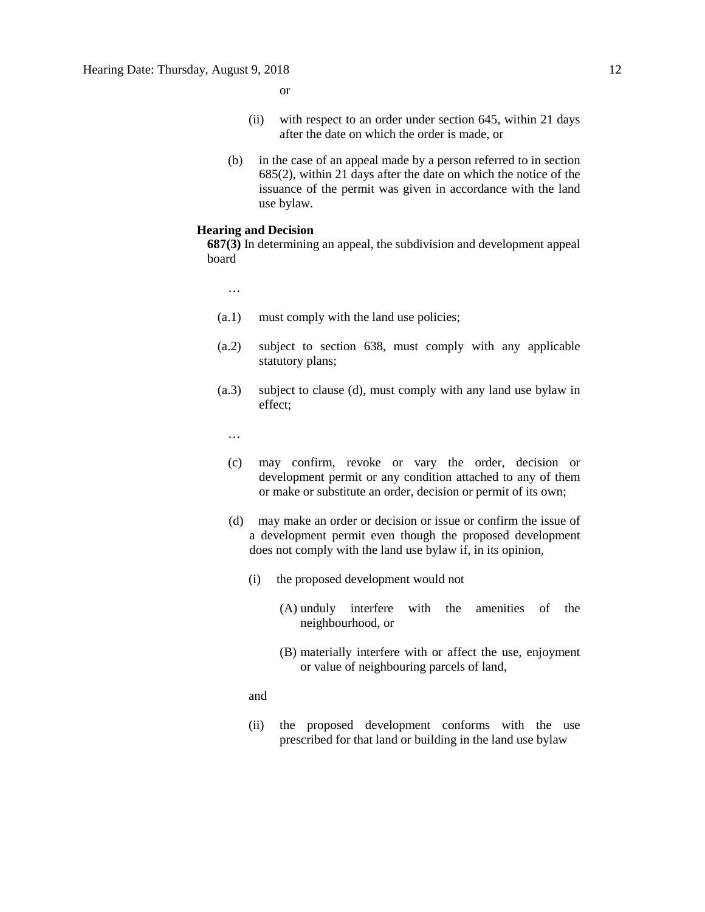or

(ii) with respect to an order under section 645, within 21 days after the date on which the order is made, or

(b) in the case of an appeal made by a person referred to in section 685(2), within 21 days after the date on which the notice of the issuance of the permit was given in accordance with the land use bylaw.

**Hearing and Decision**

**687(3)** In determining an appeal, the subdivision and development appeal board

…

(a.1) must comply with the land use policies;

(a.2) subject to section 638, must comply with any applicable statutory plans;

(a.3) subject to clause (d), must comply with any land use bylaw in effect;

…

(c) may confirm, revoke or vary the order, decision or development permit or any condition attached to any of them or make or substitute an order, decision or permit of its own;

(d) may make an order or decision or issue or confirm the issue of a development permit even though the proposed development does not comply with the land use bylaw if, in its opinion,

(i) the proposed development would not

(A) unduly interfere with the amenities of the neighbourhood, or

(B) materially interfere with or affect the use, enjoyment or value of neighbouring parcels of land,

and

(ii) the proposed development conforms with the use prescribed for that land or building in the land use bylaw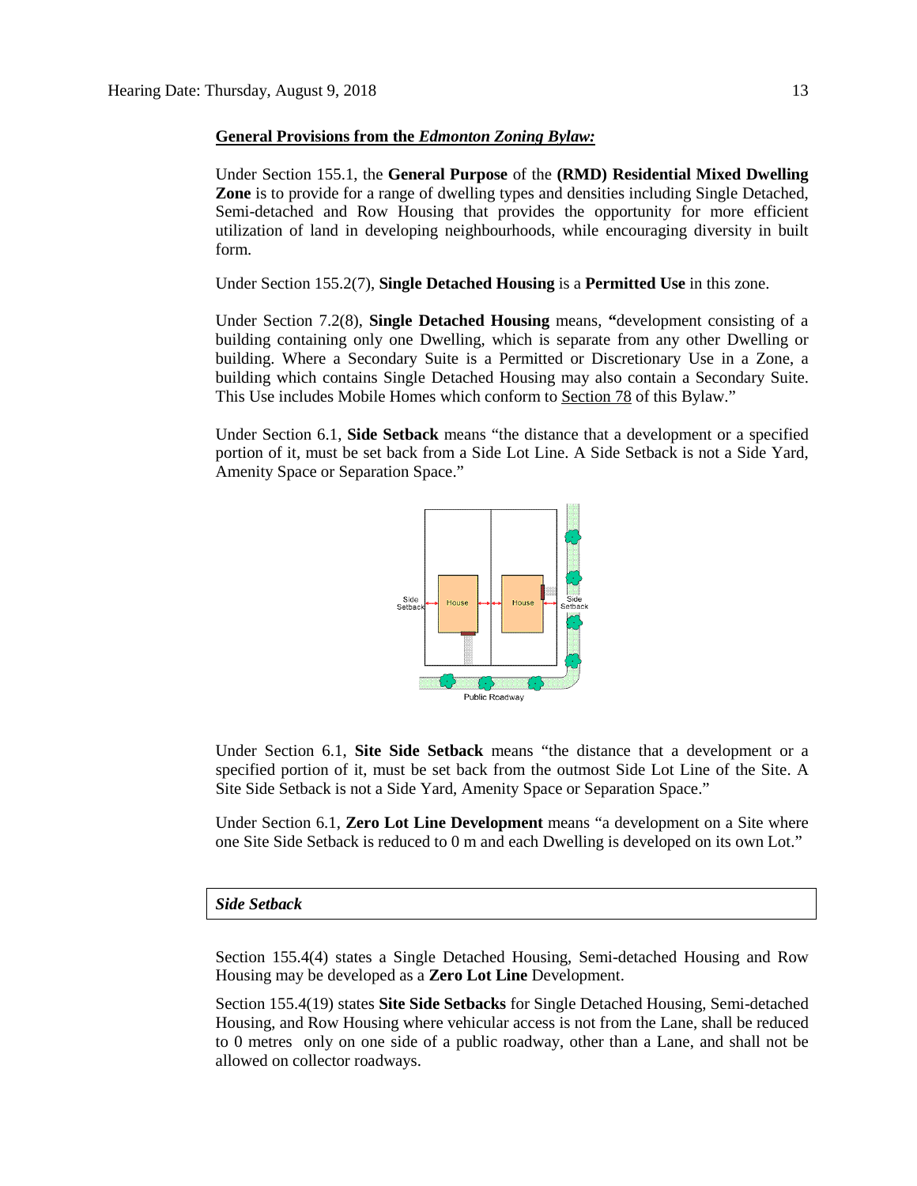**General Provisions from the *Edmonton Zoning Bylaw:***

Under Section 155.1, the **General Purpose** of the **(RMD) Residential Mixed Dwelling Zone** is to provide for a range of dwelling types and densities including Single Detached, Semi-detached and Row Housing that provides the opportunity for more efficient utilization of land in developing neighbourhoods, while encouraging diversity in built form.

Under Section 155.2(7), **Single Detached Housing** is a **Permitted Use** in this zone.

Under Section 7.2(8), **Single Detached Housing** means, **"**development consisting of a building containing only one Dwelling, which is separate from any other Dwelling or building. Where a Secondary Suite is a Permitted or Discretionary Use in a Zone, a building which contains Single Detached Housing may also contain a Secondary Suite. This Use includes Mobile Homes which conform to Section 78 of this Bylaw."

Under Section 6.1, **Side Setback** means "the distance that a development or a specified portion of it, must be set back from a Side Lot Line. A Side Setback is not a Side Yard, Amenity Space or Separation Space."

Under Section 6.1, **Site Side Setback** means "the distance that a development or a specified portion of it, must be set back from the outmost Side Lot Line of the Site. A Site Side Setback is not a Side Yard, Amenity Space or Separation Space."

Under Section 6.1, **Zero Lot Line Development** means "a development on a Site where one Site Side Setback is reduced to 0 m and each Dwelling is developed on its own Lot."

***Side Setback***

Section 155.4(4) states a Single Detached Housing, Semi-detached Housing and Row Housing may be developed as a **Zero Lot Line** Development.

Section 155.4(19) states **Site Side Setbacks** for Single Detached Housing, Semi-detached Housing, and Row Housing where vehicular access is not from the Lane, shall be reduced to 0 metres only on one side of a public roadway, other than a Lane, and shall not be allowed on collector roadways.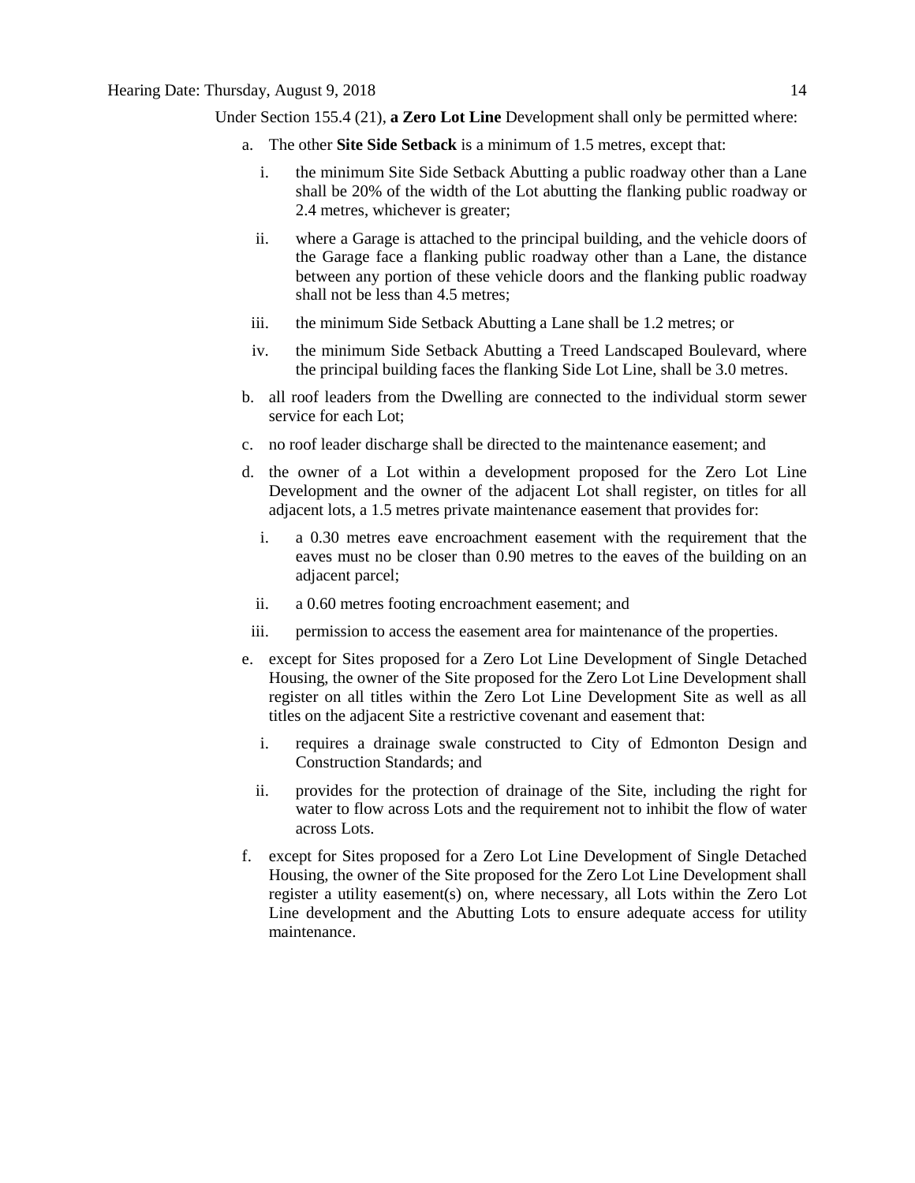Under Section 155.4 (21), **a Zero Lot Line** Development shall only be permitted where:

a. The other **Site Side Setback** is a minimum of 1.5 metres, except that:

   i. the minimum Site Side Setback Abutting a public roadway other than a Lane shall be 20% of the width of the Lot abutting the flanking public roadway or 2.4 metres, whichever is greater;

   ii. where a Garage is attached to the principal building, and the vehicle doors of the Garage face a flanking public roadway other than a Lane, the distance between any portion of these vehicle doors and the flanking public roadway shall not be less than 4.5 metres;

   iii. the minimum Side Setback Abutting a Lane shall be 1.2 metres; or

   iv. the minimum Side Setback Abutting a Treed Landscaped Boulevard, where the principal building faces the flanking Side Lot Line, shall be 3.0 metres.

b. all roof leaders from the Dwelling are connected to the individual storm sewer service for each Lot;

c. no roof leader discharge shall be directed to the maintenance easement; and

d. the owner of a Lot within a development proposed for the Zero Lot Line Development and the owner of the adjacent Lot shall register, on titles for all adjacent lots, a 1.5 metres private maintenance easement that provides for:

   i. a 0.30 metres eave encroachment easement with the requirement that the eaves must no be closer than 0.90 metres to the eaves of the building on an adjacent parcel;

   ii. a 0.60 metres footing encroachment easement; and

   iii. permission to access the easement area for maintenance of the properties.

e. except for Sites proposed for a Zero Lot Line Development of Single Detached Housing, the owner of the Site proposed for the Zero Lot Line Development shall register on all titles within the Zero Lot Line Development Site as well as all titles on the adjacent Site a restrictive covenant and easement that:

   i. requires a drainage swale constructed to City of Edmonton Design and Construction Standards; and

   ii. provides for the protection of drainage of the Site, including the right for water to flow across Lots and the requirement not to inhibit the flow of water across Lots.

f. except for Sites proposed for a Zero Lot Line Development of Single Detached Housing, the owner of the Site proposed for the Zero Lot Line Development shall register a utility easement(s) on, where necessary, all Lots within the Zero Lot Line development and the Abutting Lots to ensure adequate access for utility maintenance.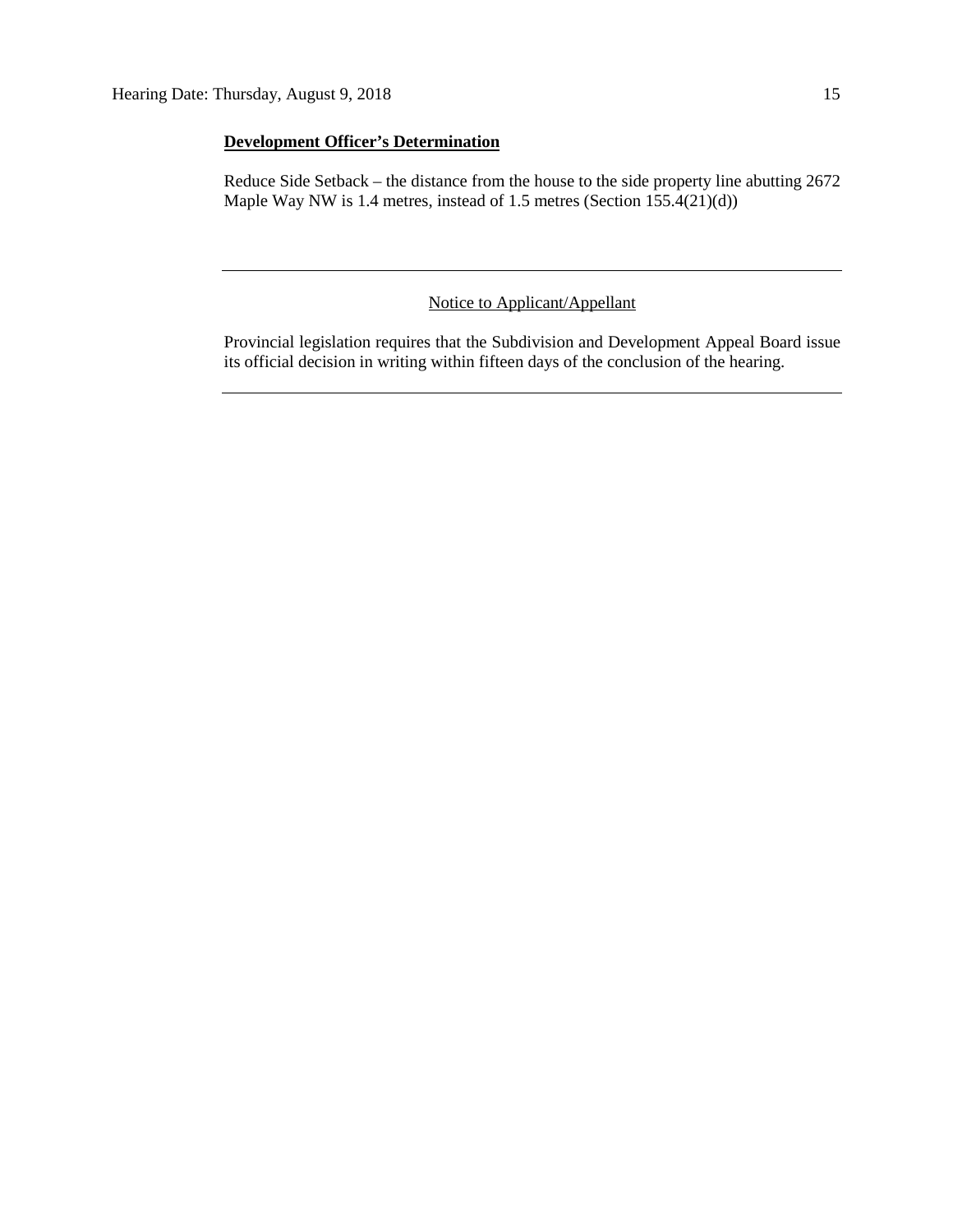**Development Officer's Determination**

Reduce Side Setback – the distance from the house to the side property line abutting 2672 Maple Way NW is 1.4 metres, instead of 1.5 metres (Section 155.4(21)(d))

---

Notice to Applicant/Appellant

Provincial legislation requires that the Subdivision and Development Appeal Board issue its official decision in writing within fifteen days of the conclusion of the hearing.

---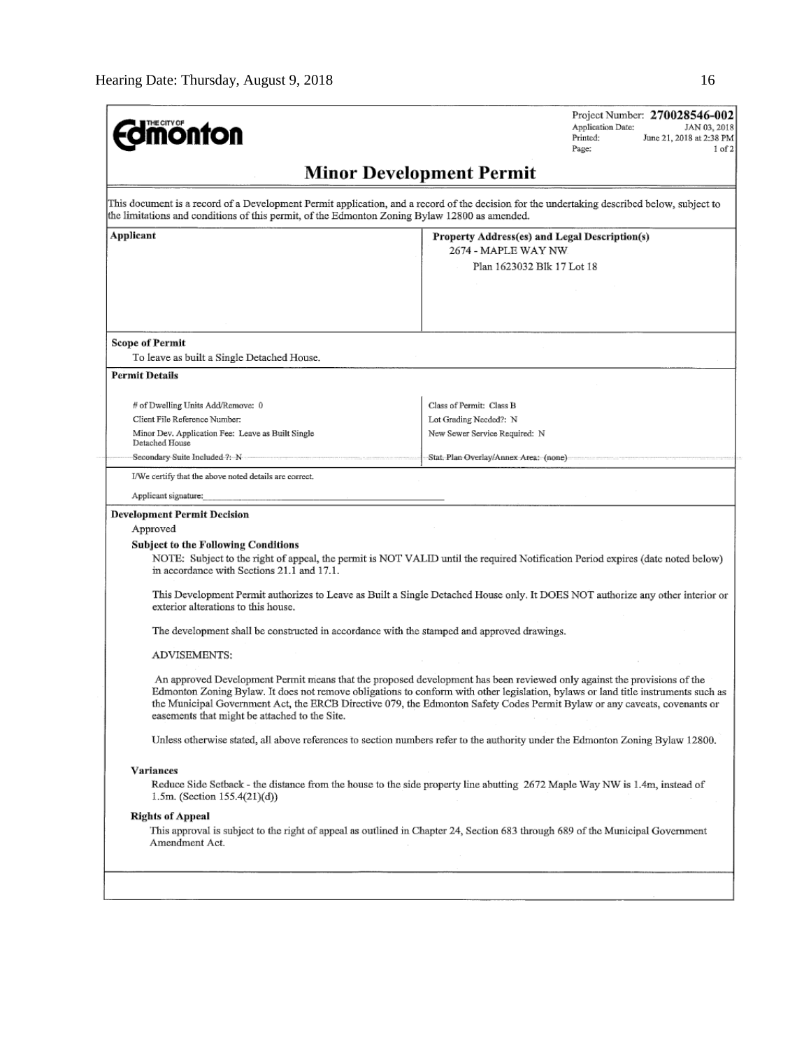THE CITY OF **Edmonton**

Project Number: **270028546-002**
Application Date: JAN 03, 2018
Printed: June 21, 2018 at 2:38 PM
Page: 1 of 2

## Minor Development Permit

This document is a record of a Development Permit application, and a record of the decision for the undertaking described below, subject to the limitations and conditions of this permit, of the Edmonton Zoning Bylaw 12800 as amended.

| **Applicant** | **Property Address(es) and Legal Description(s)** |
|---|---|
| | 2674 - MAPLE WAY NW<br>Plan 1623032 Blk 17 Lot 18 |

**Scope of Permit**

To leave as built a Single Detached House.

**Permit Details**

| | |
|---|---|
| # of Dwelling Units Add/Remove: 0 | Class of Permit: Class B |
| Client File Reference Number: | Lot Grading Needed?: N |
| Minor Dev. Application Fee: Leave as Built Single Detached House | New Sewer Service Required: N |
| Secondary Suite Included ?: N | Stat. Plan Overlay/Annex Area: (none) |

I/We certify that the above noted details are correct.

Applicant signature:\_\_\_\_\_\_\_\_\_\_\_\_\_\_\_\_\_\_\_\_\_\_\_\_\_\_\_\_\_\_

**Development Permit Decision**

Approved

**Subject to the Following Conditions**

NOTE: Subject to the right of appeal, the permit is NOT VALID until the required Notification Period expires (date noted below) in accordance with Sections 21.1 and 17.1.

This Development Permit authorizes to Leave as Built a Single Detached House only. It DOES NOT authorize any other interior or exterior alterations to this house.

The development shall be constructed in accordance with the stamped and approved drawings.

ADVISEMENTS:

An approved Development Permit means that the proposed development has been reviewed only against the provisions of the Edmonton Zoning Bylaw. It does not remove obligations to conform with other legislation, bylaws or land title instruments such as the Municipal Government Act, the ERCB Directive 079, the Edmonton Safety Codes Permit Bylaw or any caveats, covenants or easements that might be attached to the Site.

Unless otherwise stated, all above references to section numbers refer to the authority under the Edmonton Zoning Bylaw 12800.

**Variances**

Reduce Side Setback - the distance from the house to the side property line abutting 2672 Maple Way NW is 1.4m, instead of 1.5m. (Section 155.4(21)(d))

**Rights of Appeal**

This approval is subject to the right of appeal as outlined in Chapter 24, Section 683 through 689 of the Municipal Government Amendment Act.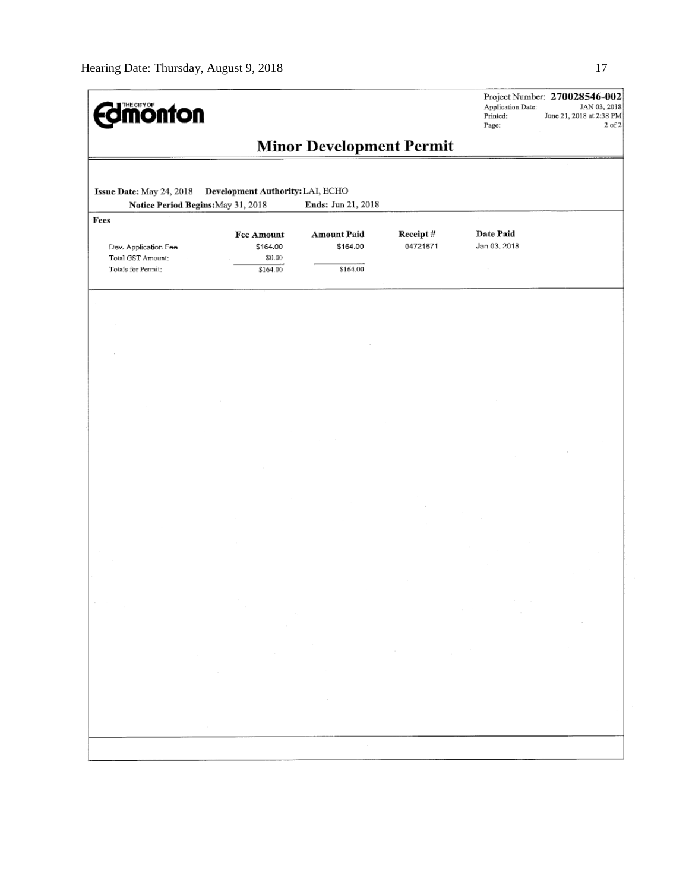THE CITY OF **Edmonton**

Project Number: **270028546-002**
Application Date: JAN 03, 2018
Printed: June 21, 2018 at 2:38 PM
Page: 2 of 2

# Minor Development Permit

**Issue Date:** May 24, 2018 **Development Authority:** LAI, ECHO
**Notice Period Begins:** May 31, 2018 **Ends:** Jun 21, 2018

**Fees**

| | Fee Amount | Amount Paid | Receipt # | Date Paid |
|---|---|---|---|---|
| Dev. Application Fee | $164.00 | $164.00 | 04721671 | Jan 03, 2018 |
| Total GST Amount: | $0.00 | | | |
| Totals for Permit: | $164.00 | $164.00 | | |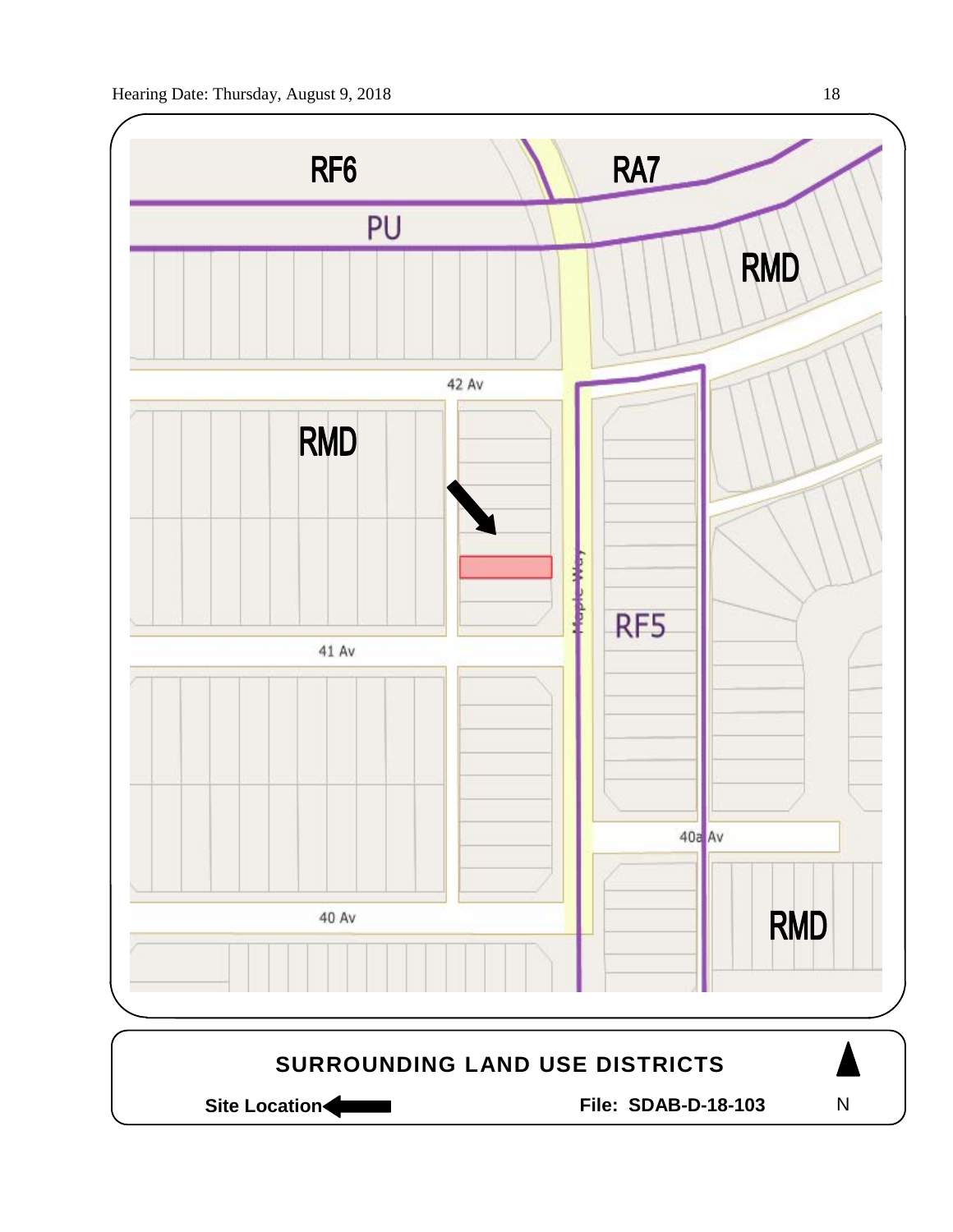RF6

RA7

PU

RMD

42 Av

RMD

Maple Way

RF5

41 Av

40a Av

40 Av

RMD

**SURROUNDING LAND USE DISTRICTS**

**Site Location**

**File: SDAB-D-18-103**

N